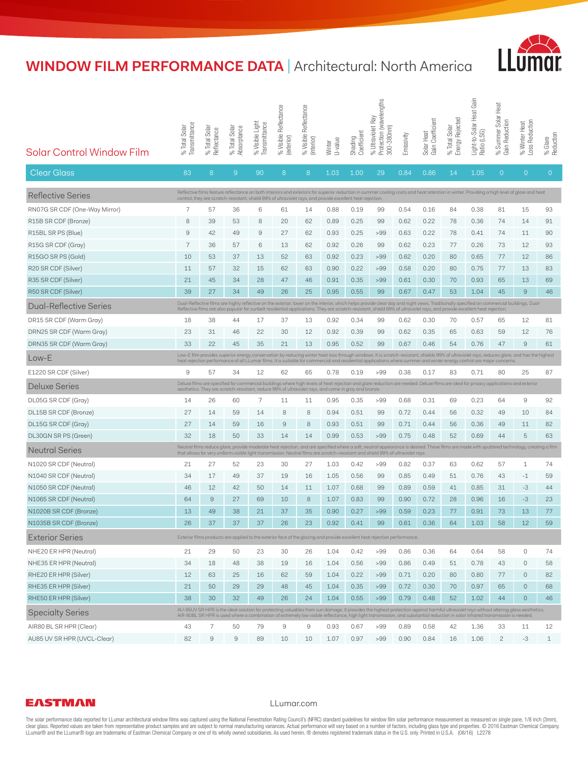# WINDOW FILM PERFORMANCE DATA | Architectural: North America

LLumar

| Solar Control Window Film | % Total Solar Transmittance | % Total Solar Reflectance | % Total Solar Absorptance | % Visible Light Transmittance | % Visible Reflectance (exterior) | % Visible Reflectance (interior) | Winter U-value | Shading Coefficient | % Ultraviolet Ray Protection (wavelengths 300-380nm) | Emissivity | Solar Heat Gain Coefficient | % Total Solar Energy Rejected | Light-to-Solar Heat Gain Ratio (LSG) | % Summer Solar Heat Gain Reduction | % Winter Heat Loss Reduction | % Glare Reduction |
|---|---|---|---|---|---|---|---|---|---|---|---|---|---|---|---|---|
| **Clear Glass** | 83 | 8 | 9 | 90 | 8 | 8 | 1.03 | 1.00 | 29 | 0.84 | 0.86 | 14 | 1.05 | 0 | 0 | 0 |
| **Reflective Series** — Reflective films feature reflectance on both interiors and exteriors for superior reduction in summer cooling costs and heat retention in winter. Providing a high level of glare and heat control, they are scratch-resistant, shield 99% of ultraviolet rays, and provide excellent heat rejection. | | | | | | | | | | | | | | | | |
| RN07G SR CDF (One-Way Mirror) | 7 | 57 | 36 | 6 | 61 | 14 | 0.88 | 0.19 | 99 | 0.54 | 0.16 | 84 | 0.38 | 81 | 15 | 93 |
| R15B SR CDF (Bronze) | 8 | 39 | 53 | 8 | 20 | 62 | 0.89 | 0.25 | 99 | 0.62 | 0.22 | 78 | 0.36 | 74 | 14 | 91 |
| R15BL SR PS (Blue) | 9 | 42 | 49 | 9 | 27 | 62 | 0.93 | 0.25 | >99 | 0.63 | 0.22 | 78 | 0.41 | 74 | 11 | 90 |
| R15G SR CDF (Gray) | 7 | 36 | 57 | 6 | 13 | 62 | 0.92 | 0.26 | 99 | 0.62 | 0.23 | 77 | 0.26 | 73 | 12 | 93 |
| R15GO SR PS (Gold) | 10 | 53 | 37 | 13 | 52 | 63 | 0.92 | 0.23 | >99 | 0.62 | 0.20 | 80 | 0.65 | 77 | 12 | 86 |
| R20 SR CDF (Silver) | 11 | 57 | 32 | 15 | 62 | 63 | 0.90 | 0.22 | >99 | 0.58 | 0.20 | 80 | 0.75 | 77 | 13 | 83 |
| R35 SR CDF (Silver) | 21 | 45 | 34 | 28 | 47 | 46 | 0.91 | 0.35 | >99 | 0.61 | 0.30 | 70 | 0.93 | 65 | 13 | 69 |
| R50 SR CDF (Silver) | 39 | 27 | 34 | 49 | 26 | 25 | 0.95 | 0.55 | 99 | 0.67 | 0.47 | 53 | 1.04 | 45 | 9 | 46 |
| **Dual-Reflective Series** — Dual-Reflective films are highly reflective on the exterior; lower on the interior, which helps provide clear day and night views. Traditionally specified on commercial buildings, Dual-Reflective films are also popular for sunbelt residential applications. They are scratch-resistant, shield 99% of ultraviolet rays, and provide excellent heat rejection. | | | | | | | | | | | | | | | | |
| DR15 SR CDF (Warm Gray) | 18 | 38 | 44 | 17 | 37 | 13 | 0.92 | 0.34 | 99 | 0.62 | 0.30 | 70 | 0.57 | 65 | 12 | 81 |
| DRN25 SR CDF (Warm Gray) | 23 | 31 | 46 | 22 | 30 | 12 | 0.92 | 0.39 | 99 | 0.62 | 0.35 | 65 | 0.63 | 59 | 12 | 76 |
| DRN35 SR CDF (Warm Gray) | 33 | 22 | 45 | 35 | 21 | 13 | 0.95 | 0.52 | 99 | 0.67 | 0.46 | 54 | 0.76 | 47 | 9 | 61 |
| **Low-E** — Low-E film provides superior energy conservation by reducing winter heat loss through windows. It is scratch-resistant, shields 99% of ultraviolet rays, reduces glare, and has the highest heat rejection performance of all LLumar films. It is suitable for commercial and residential applications where summer and winter energy control are major concerns. | | | | | | | | | | | | | | | | |
| E1220 SR CDF (Silver) | 9 | 57 | 34 | 12 | 62 | 65 | 0.78 | 0.19 | >99 | 0.38 | 0.17 | 83 | 0.71 | 80 | 25 | 87 |
| **Deluxe Series** — Deluxe films are specified for commercial buildings where high levels of heat rejection and glare reduction are needed. Deluxe films are ideal for privacy applications and exterior aesthetics. They are scratch-resistant, reduce 99% of ultraviolet rays, and come in gray and bronze. | | | | | | | | | | | | | | | | |
| DL05G SR CDF (Gray) | 14 | 26 | 60 | 7 | 11 | 11 | 0.95 | 0.35 | >99 | 0.68 | 0.31 | 69 | 0.23 | 64 | 9 | 92 |
| DL15B SR CDF (Bronze) | 27 | 14 | 59 | 14 | 8 | 8 | 0.94 | 0.51 | 99 | 0.72 | 0.44 | 56 | 0.32 | 49 | 10 | 84 |
| DL15G SR CDF (Gray) | 27 | 14 | 59 | 16 | 9 | 8 | 0.93 | 0.51 | 99 | 0.71 | 0.44 | 56 | 0.36 | 49 | 11 | 82 |
| DL30GN SR PS (Green) | 32 | 18 | 50 | 33 | 14 | 14 | 0.99 | 0.53 | >99 | 0.75 | 0.48 | 52 | 0.69 | 44 | 5 | 63 |
| **Neutral Series** — Neutral films reduce glare, provide moderate heat rejection, and are specified where a soft, neutral appearance is desired. These films are made with sputtered technology, creating a film that allows for very uniform visible light transmission. Neutral films are scratch-resistant and shield 99% of ultraviolet rays. | | | | | | | | | | | | | | | | |
| N1020 SR CDF (Neutral) | 21 | 27 | 52 | 23 | 30 | 27 | 1.03 | 0.42 | >99 | 0.82 | 0.37 | 63 | 0.62 | 57 | 1 | 74 |
| N1040 SR CDF (Neutral) | 34 | 17 | 49 | 37 | 19 | 16 | 1.05 | 0.56 | 99 | 0.85 | 0.49 | 51 | 0.76 | 43 | -1 | 59 |
| N1050 SR CDF (Neutral) | 46 | 12 | 42 | 50 | 14 | 11 | 1.07 | 0.68 | 99 | 0.89 | 0.59 | 41 | 0.85 | 31 | -3 | 44 |
| N1065 SR CDF (Neutral) | 64 | 9 | 27 | 69 | 10 | 8 | 1.07 | 0.83 | 99 | 0.90 | 0.72 | 28 | 0.96 | 16 | -3 | 23 |
| N1020B SR CDF (Bronze) | 13 | 49 | 38 | 21 | 37 | 35 | 0.90 | 0.27 | >99 | 0.59 | 0.23 | 77 | 0.91 | 73 | 13 | 77 |
| N1035B SR CDF (Bronze) | 26 | 37 | 37 | 37 | 26 | 23 | 0.92 | 0.41 | 99 | 0.61 | 0.36 | 64 | 1.03 | 58 | 12 | 59 |
| **Exterior Series** — Exterior films products are applied to the exterior face of the glazing and provide excellent heat rejection performance. | | | | | | | | | | | | | | | | |
| NHE20 ER HPR (Neutral) | 21 | 29 | 50 | 23 | 30 | 26 | 1.04 | 0.42 | >99 | 0.86 | 0.36 | 64 | 0.64 | 58 | 0 | 74 |
| NHE35 ER HPR (Neutral) | 34 | 18 | 48 | 38 | 19 | 16 | 1.04 | 0.56 | >99 | 0.86 | 0.49 | 51 | 0.78 | 43 | 0 | 58 |
| RHE20 ER HPR (Silver) | 12 | 63 | 25 | 16 | 62 | 59 | 1.04 | 0.22 | >99 | 0.71 | 0.20 | 80 | 0.80 | 77 | 0 | 82 |
| RHE35 ER HPR (Silver) | 21 | 50 | 29 | 29 | 48 | 45 | 1.04 | 0.35 | >99 | 0.72 | 0.30 | 70 | 0.97 | 65 | 0 | 68 |
| RHE50 ER HPR (Silver) | 38 | 30 | 32 | 49 | 26 | 24 | 1.04 | 0.55 | >99 | 0.79 | 0.48 | 52 | 1.02 | 44 | 0 | 46 |
| **Specialty Series** — AU-85UV SR HPR is the ideal solution for protecting valuables from sun damage. It provides the highest protection against harmful ultraviolet rays without altering glass aesthetics. AIR-80BL SR HPR is used where a combination of extremely low visible reflectance, high light transmission, and substantial reduction in solar infrared transmission is needed. | | | | | | | | | | | | | | | | |
| AIR80 BL SR HPR (Clear) | 43 | 7 | 50 | 79 | 9 | 9 | 0.93 | 0.67 | >99 | 0.89 | 0.58 | 42 | 1.36 | 33 | 11 | 12 |
| AU85 UV SR HPR (UVCL-Clear) | 82 | 9 | 9 | 89 | 10 | 10 | 1.07 | 0.97 | >99 | 0.90 | 0.84 | 16 | 1.06 | 2 | -3 | 1 |

EASTMAN

LLumar.com

The solar performance data reported for LLumar architectural window films was captured using the National Fenestration Rating Council's (NFRC) standard guidelines for window film solar performance measurement as measured on single pane, 1/8 inch (3mm), clear glass. Reported values are taken from representative product samples and are subject to normal manufacturing variances. Actual performance will vary based on a number of factors, including glass type and properties. © 2016 Eastman Chemical Company. LLumar® and the LLumar® logo are trademarks of Eastman Chemical Company or one of its wholly owned subsidiaries. As used herein, ® denotes registered trademark status in the U.S. only. Printed in U.S.A. (08/16) L2278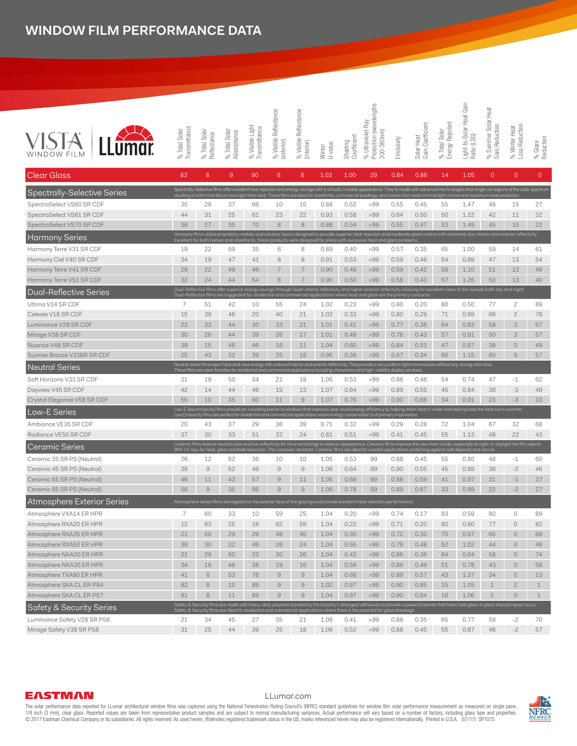# WINDOW FILM PERFORMANCE DATA

VISTA WINDOW FILM | LLumar

| | % Total Solar Transmittance | % Total Solar Reflectance | % Total Solar Absorptance | % Visible Light Transmittance | % Visible Reflectance (exterior) | % Visible Reflectance (interior) | Winter U-value | Shading Coefficient | % Ultraviolet Ray Protection (wavelengths 300-380nm) | Emissivity | Solar Heat Gain Coefficient | % Total Solar Energy Rejected | Light-to-Solar Heat Gain Ratio (LSG) | % Summer Solar Heat Gain Reduction | % Winter Heat Loss Reduction | % Glare Reduction |
|---|---|---|---|---|---|---|---|---|---|---|---|---|---|---|---|---|
| **Clear Glass** | 83 | 8 | 9 | 90 | 8 | 8 | 1.03 | 1.00 | 29 | 0.84 | 0.86 | 14 | 1.05 | 0 | 0 | 0 |
| **Spectrally-Selective Series** | | | | | | | | | | | | | | | | |
| SpectraSelect VS60 SR CDF | 35 | 28 | 37 | 66 | 10 | 10 | 0.88 | 0.52 | >99 | 0.55 | 0.45 | 55 | 1.47 | 48 | 15 | 27 |
| SpectraSelect VS61 SR CDF | 44 | 31 | 25 | 61 | 23 | 22 | 0.93 | 0.58 | >99 | 0.64 | 0.50 | 50 | 1.22 | 42 | 11 | 32 |
| SpectraSelect VS70 SR CDF | 38 | 27 | 35 | 70 | 8 | 8 | 0.88 | 0.54 | >99 | 0.55 | 0.47 | 53 | 1.49 | 45 | 15 | 22 |
| **Harmony Series** | | | | | | | | | | | | | | | | |
| Harmony Terre V31 SR CDF | 19 | 22 | 59 | 35 | 6 | 8 | 0.89 | 0.40 | >99 | 0.57 | 0.35 | 65 | 1.00 | 59 | 14 | 61 |
| Harmony Ciel V40 SR CDF | 34 | 19 | 47 | 41 | 8 | 8 | 0.91 | 0.53 | >99 | 0.59 | 0.46 | 54 | 0.89 | 47 | 13 | 54 |
| Harmony Terre V41 SR CDF | 29 | 22 | 49 | 46 | 7 | 7 | 0.90 | 0.48 | >99 | 0.59 | 0.42 | 58 | 1.10 | 51 | 13 | 49 |
| Harmony Terre V51 SR CDF | 32 | 24 | 44 | 54 | 8 | 7 | 0.90 | 0.50 | >99 | 0.58 | 0.43 | 57 | 1.26 | 50 | 13 | 40 |
| **Dual-Reflective Series** | | | | | | | | | | | | | | | | |
| Ultima V14 SR CDF | 7 | 51 | 42 | 10 | 55 | 24 | 1.02 | 0.23 | >99 | 0.80 | 0.20 | 80 | 0.50 | 77 | 2 | 89 |
| Celeste V18 SR CDF | 15 | 39 | 46 | 20 | 40 | 21 | 1.02 | 0.33 | >99 | 0.80 | 0.29 | 71 | 0.69 | 66 | 2 | 78 |
| Luminance V28 SR CDF | 23 | 33 | 44 | 30 | 33 | 21 | 1.01 | 0.41 | >99 | 0.77 | 0.36 | 64 | 0.83 | 58 | 3 | 67 |
| Mirage V38 SR CDF | 30 | 26 | 44 | 39 | 26 | 17 | 1.01 | 0.49 | >99 | 0.78 | 0.43 | 57 | 0.91 | 50 | 3 | 57 |
| Nuance V48 SR CDF | 39 | 15 | 46 | 46 | 16 | 11 | 1.04 | 0.60 | >99 | 0.84 | 0.53 | 47 | 0.87 | 38 | 0 | 49 |
| Sunrise Bronze V33BR SR CDF | 25 | 43 | 32 | 39 | 25 | 18 | 0.95 | 0.39 | >99 | 0.67 | 0.34 | 66 | 1.15 | 60 | 9 | 57 |
| **Neutral Series** | | | | | | | | | | | | | | | | |
| Soft Horizons V33 SR CDF | 31 | 19 | 50 | 34 | 21 | 18 | 1.05 | 0.53 | >99 | 0.86 | 0.46 | 54 | 0.74 | 47 | -1 | 62 |
| Dayview V45 SR CDF | 42 | 14 | 44 | 46 | 15 | 13 | 1.07 | 0.64 | >99 | 0.89 | 0.55 | 45 | 0.84 | 36 | -3 | 49 |
| Crystal Elegance V58 SR CDF | 55 | 10 | 35 | 60 | 11 | 9 | 1.07 | 0.76 | >99 | 0.90 | 0.66 | 34 | 0.91 | 23 | -3 | 33 |
| **Low-E Series** | | | | | | | | | | | | | | | | |
| Ambiance VE35 SR CDF | 20 | 43 | 37 | 29 | 36 | 39 | 0.71 | 0.32 | >99 | 0.29 | 0.28 | 72 | 1.04 | 67 | 32 | 68 |
| Radiance VE50 SR CDF | 37 | 30 | 33 | 51 | 22 | 24 | 0.81 | 0.51 | >99 | 0.41 | 0.45 | 55 | 1.13 | 48 | 22 | 43 |
| **Ceramic Series** | | | | | | | | | | | | | | | | |
| Ceramic 35 SR PS (Neutral) | 26 | 12 | 62 | 36 | 10 | 10 | 1.05 | 0.53 | 99 | 0.88 | 0.45 | 55 | 0.80 | 48 | -1 | 60 |
| Ceramic 45 SR PS (Neutral) | 39 | 9 | 52 | 49 | 9 | 9 | 1.06 | 0.64 | 99 | 0.90 | 0.55 | 45 | 0.89 | 36 | -2 | 46 |
| Ceramic 55 SR PS (Neutral) | 46 | 11 | 43 | 57 | 9 | 11 | 1.05 | 0.69 | 99 | 0.88 | 0.59 | 41 | 0.97 | 31 | -1 | 37 |
| Ceramic 65 SR PS (Neutral) | 56 | 9 | 35 | 66 | 9 | 9 | 1.06 | 0.78 | 99 | 0.89 | 0.67 | 33 | 0.99 | 22 | -2 | 27 |
| **Atmosphere Exterior Series** | | | | | | | | | | | | | | | | |
| Atmosphere VXA14 ER HPR | 7 | 60 | 33 | 10 | 59 | 25 | 1.04 | 0.20 | >99 | 0.74 | 0.17 | 83 | 0.59 | 80 | 0 | 89 |
| Atmosphere RXA20 ER HPR | 12 | 63 | 25 | 16 | 62 | 59 | 1.04 | 0.22 | >99 | 0.71 | 0.20 | 80 | 0.80 | 77 | 0 | 82 |
| Atmosphere RXA35 ER HPR | 21 | 50 | 29 | 29 | 48 | 45 | 1.04 | 0.35 | >99 | 0.72 | 0.30 | 70 | 0.97 | 65 | 0 | 68 |
| Atmosphere RXA50 ER HPR | 38 | 30 | 32 | 49 | 26 | 24 | 1.04 | 0.55 | >99 | 0.79 | 0.48 | 52 | 1.02 | 44 | 0 | 46 |
| Atmosphere NXA20 ER HPR | 21 | 29 | 50 | 23 | 30 | 26 | 1.04 | 0.42 | >99 | 0.86 | 0.36 | 64 | 0.64 | 58 | 0 | 74 |
| Atmosphere NXA35 ER HPR | 34 | 18 | 48 | 38 | 19 | 16 | 1.04 | 0.56 | >99 | 0.86 | 0.49 | 51 | 0.78 | 43 | 0 | 58 |
| Atmosphere TXA80 ER HPR | 41 | 6 | 53 | 78 | 9 | 9 | 1.04 | 0.66 | >99 | 0.89 | 0.57 | 43 | 1.37 | 34 | 0 | 13 |
| Atmosphere SXA CL ER PS4 | 82 | 8 | 10 | 89 | 9 | 9 | 1.02 | 0.97 | >99 | 0.90 | 0.85 | 15 | 1.05 | 1 | 2 | 1 |
| Atmosphere SXA CL ER PS7 | 81 | 8 | 11 | 89 | 9 | 9 | 1.04 | 0.97 | >99 | 0.90 | 0.84 | 16 | 1.06 | 2 | 0 | 1 |
| **Safety & Security Series** | | | | | | | | | | | | | | | | |
| Luminance Safety V28 SR PS8 | 21 | 34 | 45 | 27 | 35 | 21 | 1.06 | 0.41 | >99 | 0.88 | 0.35 | 65 | 0.77 | 59 | -2 | 70 |
| Mirage Safety V38 SR PS8 | 31 | 25 | 44 | 39 | 25 | 18 | 1.06 | 0.52 | >99 | 0.88 | 0.45 | 55 | 0.87 | 48 | -2 | 57 |

**Spectrally-Selective Series:** Spectrally-Selective films offer excellent heat rejection and energy savings with a virtually invisible appearance. They're made with advanced technologies that single out regions of the solar spectrum resulting in a film that lets in more light than heat. These films are ideal for storefronts, commercial buildings, and homes that need minimal light control and maximum heat protection.

**Harmony Series:** Harmony films utilize proprietary metals and ceramic layers designed to provide superior heat rejection and moderate glare control with extremely low interior and exterior reflectivity. Excellent for both homes and storefronts, these products were designed for areas with excessive heat and glare problems.

**Dual-Reflective Series:** Dual-Reflective films offer superior energy savings through lower interior reflectivity and higher exterior reflectivity allowing for excellent views to the outside both day and night. Dual-Reflective films are suggested for residential and commercial applications where heat and glare are the primary concerns.

**Neutral Series:** Neutral series films reject heat and save energy with reduced interior and exterior reflectivity. They provide a very uniform light transmission without any strong color tone. These films are clear favorites for residential and commercial applications including showrooms and high-visibility display windows.

**Low-E Series:** Low-E (low emissivity) films provide an insulating barrier to windows that improves year-round energy efficiency by helping retain heat in winter and helping keep the heat out in summer. Low Emissivity films are perfect for residential and commercial applications where energy conservation is of primary importance.

**Ceramic Series:** Ceramic films feature neutral color and low reflectivity for minimal change to exterior appearance. Ceramic films improve the view from inside, especially at night. In daylight the film rejects 99% UV rays for heat, glare and fade reduction. The corrosion-resistant, Ceramic films are ideal for coastal applications protecting against salt deposits and sea air.

**Atmosphere Exterior Series:** Atmosphere series films are applied to the exterior face of the glazing and provide excellent heat rejection performance.

**Safety & Security Series:** Safety & Security films are made with heavy-duty polyester bonded by the industry's strongest adhesives to provide a powerful barrier that helps hold glass in place should impact occur. Safety & Security films are ideal for residential and commercial applications where there is the potential for glass breakage.

EASTMAN

LLumar.com

The solar performance data reported for LLumar architectural window films was captured using the National Fenestration Rating Council's (NFRC) standard guidelines for window film solar performance measurement as measured on single pane, 1/8 inch (3 mm), clear glass. Reported values are taken from representative product samples and are subject to normal manufacturing variances. Actual performance will vary based on a number of factors, including glass type and properties. © 2017 Eastman Chemical Company or its subsidiaries. All rights reserved. As used herein, ® denotes registered trademark status in the US; marks referenced herein may also be registered internationally. Printed in U.S.A. (07/17) SP1075

NFRC MEMBER